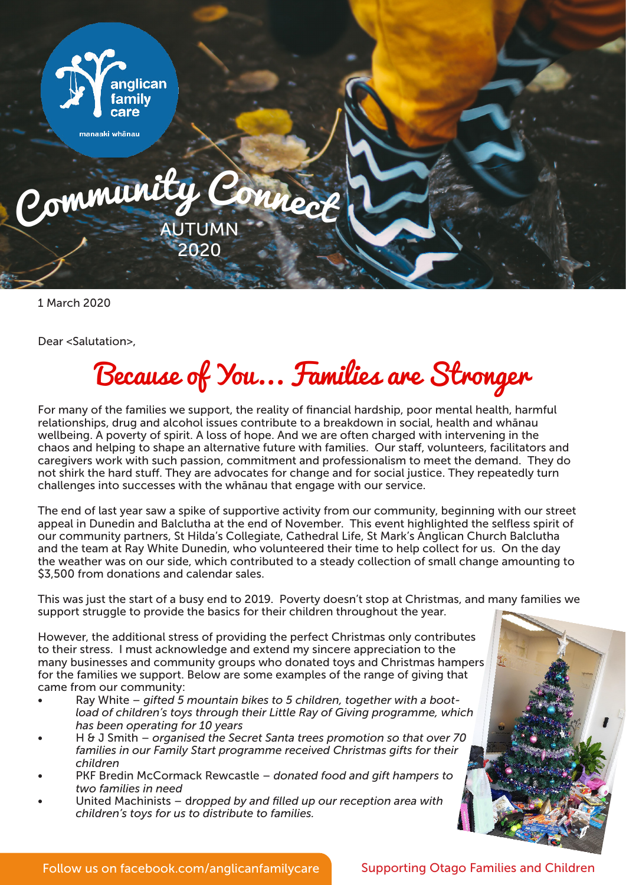anglican family care

manaaki whānau

# Community Connect

AUTUMN 2020

1 March 2020

Dear <Salutation>,

## Because of You... Families are Stronger

For many of the families we support, the reality of financial hardship, poor mental health, harmful relationships, drug and alcohol issues contribute to a breakdown in social, health and whānau wellbeing. A poverty of spirit. A loss of hope. And we are often charged with intervening in the chaos and helping to shape an alternative future with families. Our staff, volunteers, facilitators and caregivers work with such passion, commitment and professionalism to meet the demand. They do not shirk the hard stuff. They are advocates for change and for social justice. They repeatedly turn challenges into successes with the whānau that engage with our service.

The end of last year saw a spike of supportive activity from our community, beginning with our street appeal in Dunedin and Balclutha at the end of November. This event highlighted the selfless spirit of our community partners, St Hilda's Collegiate, Cathedral Life, St Mark's Anglican Church Balclutha and the team at Ray White Dunedin, who volunteered their time to help collect for us. On the day the weather was on our side, which contributed to a steady collection of small change amounting to $3,500 from donations and calendar sales.

This was just the start of a busy end to 2019. Poverty doesn't stop at Christmas, and many families we support struggle to provide the basics for their children throughout the year.

However, the additional stress of providing the perfect Christmas only contributes to their stress. I must acknowledge and extend my sincere appreciation to the many businesses and community groups who donated toys and Christmas hampers for the families we support. Below are some examples of the range of giving that came from our community:

- Ray White – *gifted 5 mountain bikes to 5 children, together with a boot-load of children's toys through their Little Ray of Giving programme, which has been operating for 10 years*
- H & J Smith – *organised the Secret Santa trees promotion so that over 70 families in our Family Start programme received Christmas gifts for their children*
- PKF Bredin McCormack Rewcastle – *donated food and gift hampers to two families in need*
- United Machinists – *dropped by and filled up our reception area with children's toys for us to distribute to families.*

Follow us on facebook.com/anglicanfamilycare

Supporting Otago Families and Children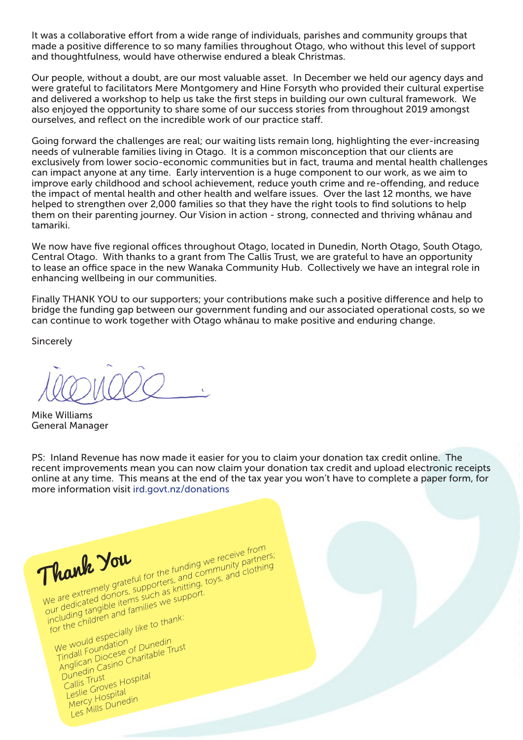It was a collaborative effort from a wide range of individuals, parishes and community groups that made a positive difference to so many families throughout Otago, who without this level of support and thoughtfulness, would have otherwise endured a bleak Christmas.

Our people, without a doubt, are our most valuable asset. In December we held our agency days and were grateful to facilitators Mere Montgomery and Hine Forsyth who provided their cultural expertise and delivered a workshop to help us take the first steps in building our own cultural framework. We also enjoyed the opportunity to share some of our success stories from throughout 2019 amongst ourselves, and reflect on the incredible work of our practice staff.

Going forward the challenges are real; our waiting lists remain long, highlighting the ever-increasing needs of vulnerable families living in Otago. It is a common misconception that our clients are exclusively from lower socio-economic communities but in fact, trauma and mental health challenges can impact anyone at any time. Early intervention is a huge component to our work, as we aim to improve early childhood and school achievement, reduce youth crime and re-offending, and reduce the impact of mental health and other health and welfare issues. Over the last 12 months, we have helped to strengthen over 2,000 families so that they have the right tools to find solutions to help them on their parenting journey. Our Vision in action - strong, connected and thriving whānau and tamariki.

We now have five regional offices throughout Otago, located in Dunedin, North Otago, South Otago, Central Otago. With thanks to a grant from The Callis Trust, we are grateful to have an opportunity to lease an office space in the new Wanaka Community Hub. Collectively we have an integral role in enhancing wellbeing in our communities.

Finally THANK YOU to our supporters; your contributions make such a positive difference and help to bridge the funding gap between our government funding and our associated operational costs, so we can continue to work together with Otago whānau to make positive and enduring change.

Sincerely

Mike Williams
General Manager

PS: Inland Revenue has now made it easier for you to claim your donation tax credit online. The recent improvements mean you can now claim your donation tax credit and upload electronic receipts online at any time. This means at the end of the tax year you won't have to complete a paper form, for more information visit ird.govt.nz/donations

## Thank You

We are extremely grateful for the funding we receive from our dedicated donors, supporters, and community partners; including tangible items such as knitting, toys, and clothing for the children and families we support.

We would especially like to thank:

Tindall Foundation
Anglican Diocese of Dunedin
Dunedin Casino Charitable Trust
Callis Trust
Leslie Groves Hospital
Mercy Hospital
Les Mills Dunedin